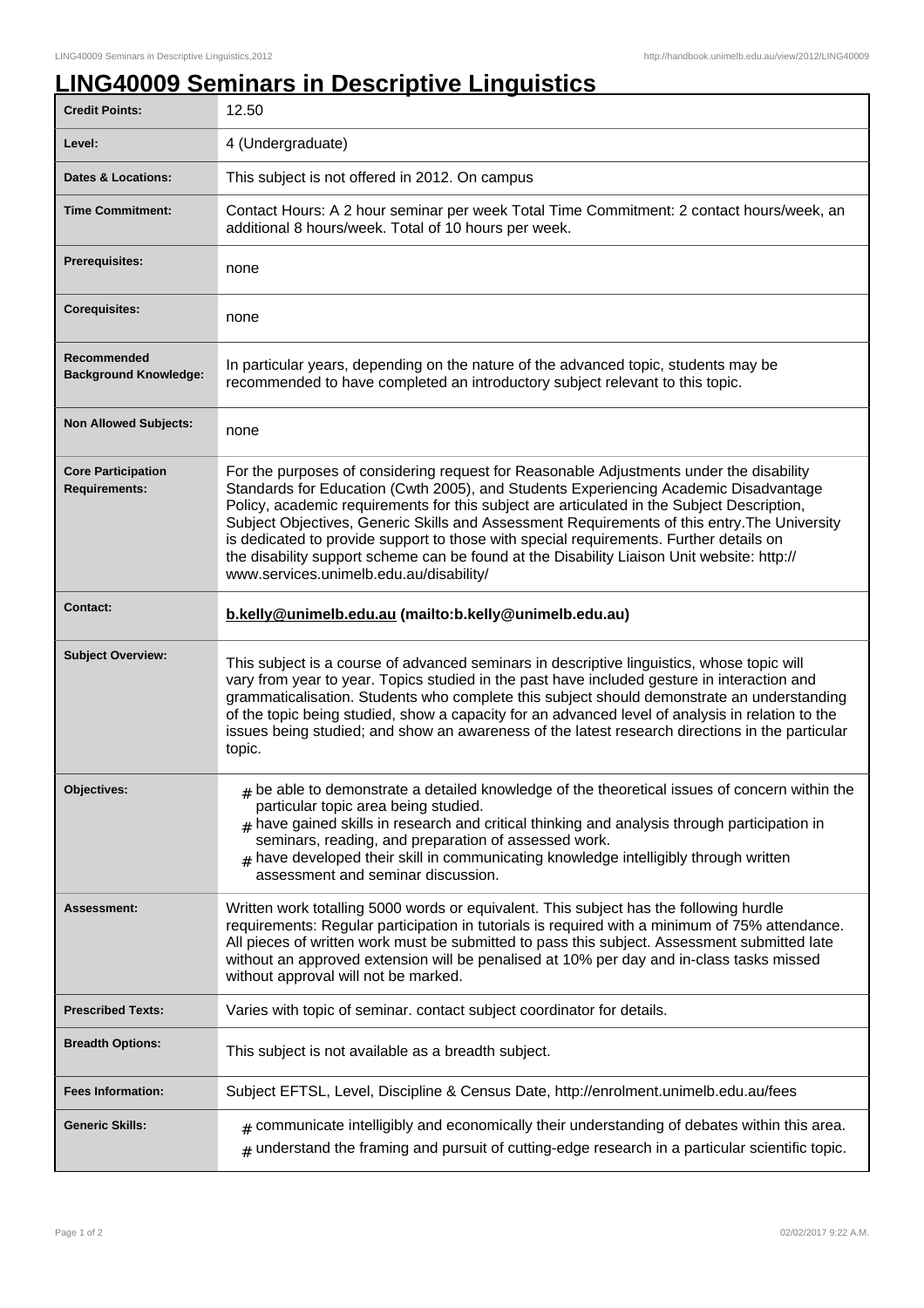# LING40009 Seminars in Descriptive Linguistics

| | |
|---|---|
| **Credit Points:** | 12.50 |
| **Level:** | 4 (Undergraduate) |
| **Dates & Locations:** | This subject is not offered in 2012. On campus |
| **Time Commitment:** | Contact Hours: A 2 hour seminar per week Total Time Commitment: 2 contact hours/week, an additional 8 hours/week. Total of 10 hours per week. |
| **Prerequisites:** | none |
| **Corequisites:** | none |
| **Recommended Background Knowledge:** | In particular years, depending on the nature of the advanced topic, students may be recommended to have completed an introductory subject relevant to this topic. |
| **Non Allowed Subjects:** | none |
| **Core Participation Requirements:** | For the purposes of considering request for Reasonable Adjustments under the disability Standards for Education (Cwth 2005), and Students Experiencing Academic Disadvantage Policy, academic requirements for this subject are articulated in the Subject Description, Subject Objectives, Generic Skills and Assessment Requirements of this entry.The University is dedicated to provide support to those with special requirements. Further details on the disability support scheme can be found at the Disability Liaison Unit website: http://www.services.unimelb.edu.au/disability/ |
| **Contact:** | **b.kelly@unimelb.edu.au (mailto:b.kelly@unimelb.edu.au)** |
| **Subject Overview:** | This subject is a course of advanced seminars in descriptive linguistics, whose topic will vary from year to year. Topics studied in the past have included gesture in interaction and grammaticalisation. Students who complete this subject should demonstrate an understanding of the topic being studied, show a capacity for an advanced level of analysis in relation to the issues being studied; and show an awareness of the latest research directions in the particular topic. |
| **Objectives:** | # be able to demonstrate a detailed knowledge of the theoretical issues of concern within the particular topic area being studied. # have gained skills in research and critical thinking and analysis through participation in seminars, reading, and preparation of assessed work. # have developed their skill in communicating knowledge intelligibly through written assessment and seminar discussion. |
| **Assessment:** | Written work totalling 5000 words or equivalent. This subject has the following hurdle requirements: Regular participation in tutorials is required with a minimum of 75% attendance. All pieces of written work must be submitted to pass this subject. Assessment submitted late without an approved extension will be penalised at 10% per day and in-class tasks missed without approval will not be marked. |
| **Prescribed Texts:** | Varies with topic of seminar. contact subject coordinator for details. |
| **Breadth Options:** | This subject is not available as a breadth subject. |
| **Fees Information:** | Subject EFTSL, Level, Discipline & Census Date, http://enrolment.unimelb.edu.au/fees |
| **Generic Skills:** | # communicate intelligibly and economically their understanding of debates within this area. # understand the framing and pursuit of cutting-edge research in a particular scientific topic. |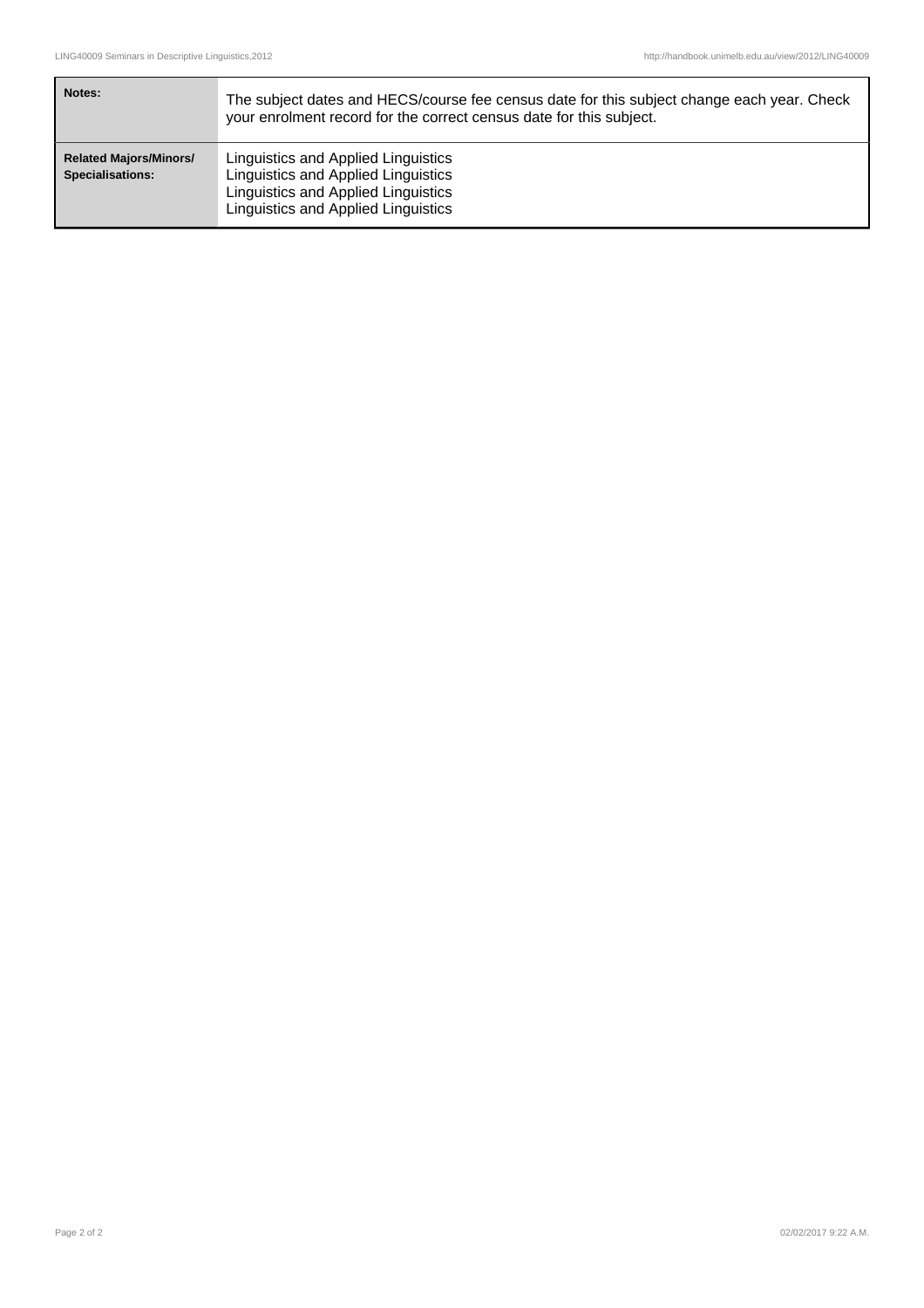| | |
|---|---|
| **Notes:** | The subject dates and HECS/course fee census date for this subject change each year. Check your enrolment record for the correct census date for this subject. |
| **Related Majors/Minors/ Specialisations:** | Linguistics and Applied Linguistics<br>Linguistics and Applied Linguistics<br>Linguistics and Applied Linguistics<br>Linguistics and Applied Linguistics |